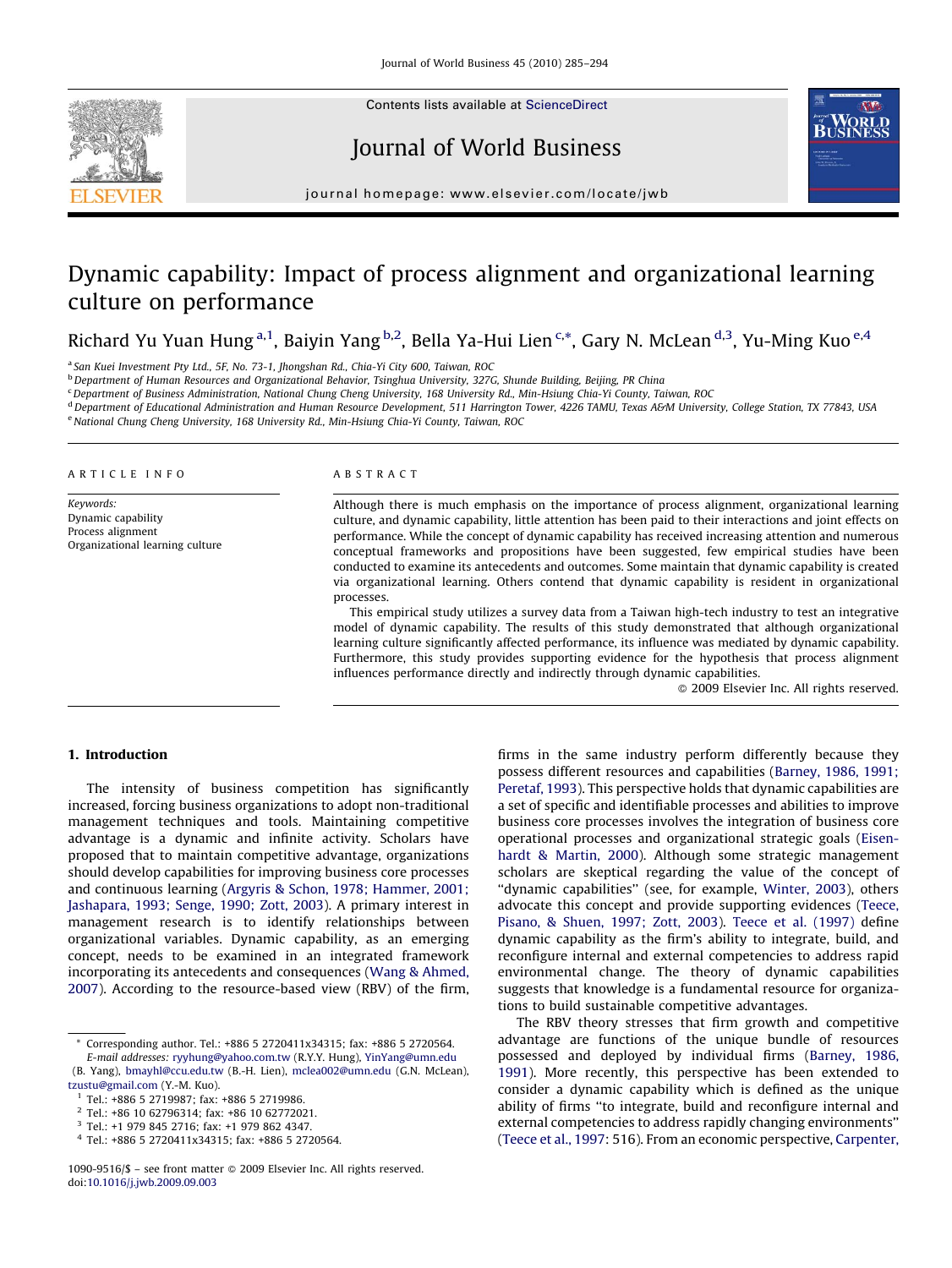# Dynamic capability: Impact of process alignment and organizational learning culture on performance

Richard Yu Yuan Hung [a,1], Baiyin Yang [b,2], Bella Ya-Hui Lien [c,*], Gary N. McLean [d,3], Yu-Ming Kuo [e,4]

[a] San Kuei Investment Pty Ltd., 5F, No. 73-1, Jhongshan Rd., Chia-Yi City 600, Taiwan, ROC
[b] Department of Human Resources and Organizational Behavior, Tsinghua University, 327G, Shunde Building, Beijing, PR China
[c] Department of Business Administration, National Chung Cheng University, 168 University Rd., Min-Hsiung Chia-Yi County, Taiwan, ROC
[d] Department of Educational Administration and Human Resource Development, 511 Harrington Tower, 4226 TAMU, Texas A&M University, College Station, TX 77843, USA
[e] National Chung Cheng University, 168 University Rd., Min-Hsiung Chia-Yi County, Taiwan, ROC

ARTICLE INFO

*Keywords:*
Dynamic capability
Process alignment
Organizational learning culture

ABSTRACT

Although there is much emphasis on the importance of process alignment, organizational learning culture, and dynamic capability, little attention has been paid to their interactions and joint effects on performance. While the concept of dynamic capability has received increasing attention and numerous conceptual frameworks and propositions have been suggested, few empirical studies have been conducted to examine its antecedents and outcomes. Some maintain that dynamic capability is created via organizational learning. Others contend that dynamic capability is resident in organizational processes.

This empirical study utilizes a survey data from a Taiwan high-tech industry to test an integrative model of dynamic capability. The results of this study demonstrated that although organizational learning culture significantly affected performance, its influence was mediated by dynamic capability. Furthermore, this study provides supporting evidence for the hypothesis that process alignment influences performance directly and indirectly through dynamic capabilities.

© 2009 Elsevier Inc. All rights reserved.

## 1. Introduction

The intensity of business competition has significantly increased, forcing business organizations to adopt non-traditional management techniques and tools. Maintaining competitive advantage is a dynamic and infinite activity. Scholars have proposed that to maintain competitive advantage, organizations should develop capabilities for improving business core processes and continuous learning (Argyris & Schon, 1978; Hammer, 2001; Jashapara, 1993; Senge, 1990; Zott, 2003). A primary interest in management research is to identify relationships between organizational variables. Dynamic capability, as an emerging concept, needs to be examined in an integrated framework incorporating its antecedents and consequences (Wang & Ahmed, 2007). According to the resource-based view (RBV) of the firm, firms in the same industry perform differently because they possess different resources and capabilities (Barney, 1986, 1991; Peretaf, 1993). This perspective holds that dynamic capabilities are a set of specific and identifiable processes and abilities to improve business core processes involves the integration of business core operational processes and organizational strategic goals (Eisenhardt & Martin, 2000). Although some strategic management scholars are skeptical regarding the value of the concept of "dynamic capabilities" (see, for example, Winter, 2003), others advocate this concept and provide supporting evidences (Teece, Pisano, & Shuen, 1997; Zott, 2003). Teece et al. (1997) define dynamic capability as the firm's ability to integrate, build, and reconfigure internal and external competencies to address rapid environmental change. The theory of dynamic capabilities suggests that knowledge is a fundamental resource for organizations to build sustainable competitive advantages.

The RBV theory stresses that firm growth and competitive advantage are functions of the unique bundle of resources possessed and deployed by individual firms (Barney, 1986, 1991). More recently, this perspective has been extended to consider a dynamic capability which is defined as the unique ability of firms "to integrate, build and reconfigure internal and external competencies to address rapidly changing environments" (Teece et al., 1997: 516). From an economic perspective, Carpenter,

* Corresponding author. Tel.: +886 5 2720411x34315; fax: +886 5 2720564.
E-mail addresses: ryyhung@yahoo.com.tw (R.Y.Y. Hung), YinYang@umn.edu (B. Yang), bmayhl@ccu.edu.tw (B.-H. Lien), mclea002@umn.edu (G.N. McLean), tzustu@gmail.com (Y.-M. Kuo).

[1] Tel.: +886 5 2719987; fax: +886 5 2719986.
[2] Tel.: +86 10 62796314; fax: +86 10 62772021.
[3] Tel.: +1 979 845 2716; fax: +1 979 862 4347.
[4] Tel.: +886 5 2720411x34315; fax: +886 5 2720564.

1090-9516/$ – see front matter © 2009 Elsevier Inc. All rights reserved.
doi:10.1016/j.jwb.2009.09.003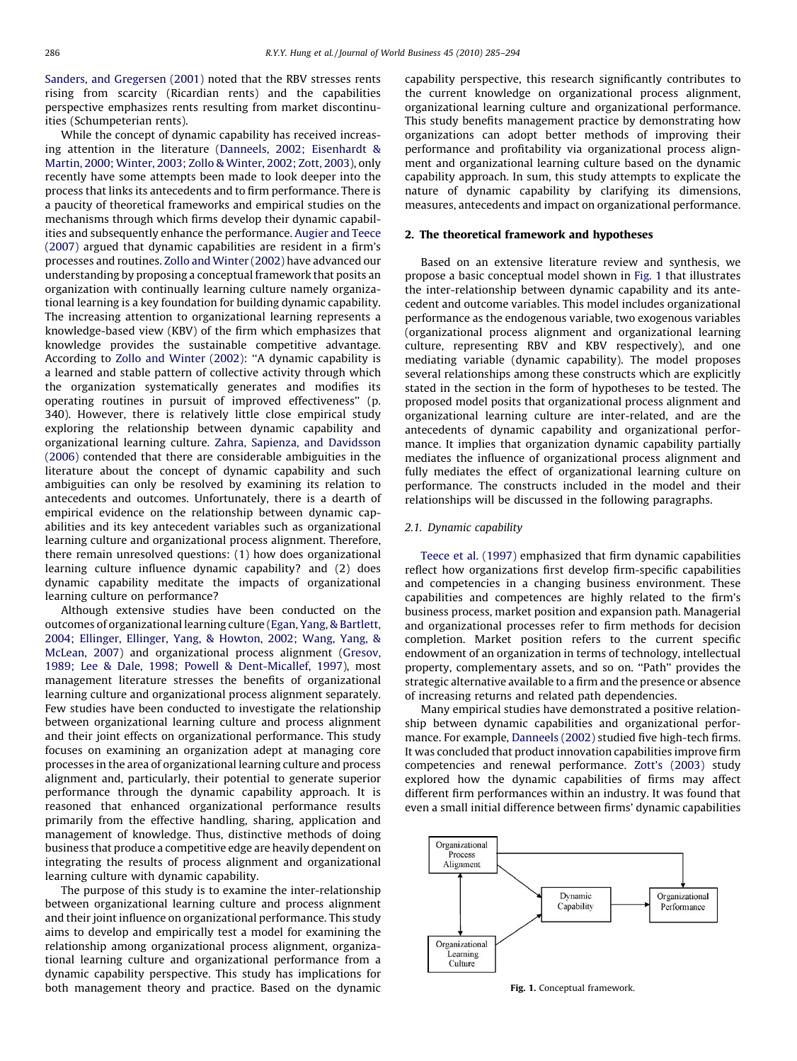Sanders, and Gregersen (2001) noted that the RBV stresses rents rising from scarcity (Ricardian rents) and the capabilities perspective emphasizes rents resulting from market discontinuities (Schumpeterian rents).

While the concept of dynamic capability has received increasing attention in the literature (Danneels, 2002; Eisenhardt & Martin, 2000; Winter, 2003; Zollo & Winter, 2002; Zott, 2003), only recently have some attempts been made to look deeper into the process that links its antecedents and to firm performance. There is a paucity of theoretical frameworks and empirical studies on the mechanisms through which firms develop their dynamic capabilities and subsequently enhance the performance. Augier and Teece (2007) argued that dynamic capabilities are resident in a firm's processes and routines. Zollo and Winter (2002) have advanced our understanding by proposing a conceptual framework that posits an organization with continually learning culture namely organizational learning is a key foundation for building dynamic capability. The increasing attention to organizational learning represents a knowledge-based view (KBV) of the firm which emphasizes that knowledge provides the sustainable competitive advantage. According to Zollo and Winter (2002): "A dynamic capability is a learned and stable pattern of collective activity through which the organization systematically generates and modifies its operating routines in pursuit of improved effectiveness" (p. 340). However, there is relatively little close empirical study exploring the relationship between dynamic capability and organizational learning culture. Zahra, Sapienza, and Davidsson (2006) contended that there are considerable ambiguities in the literature about the concept of dynamic capability and such ambiguities can only be resolved by examining its relation to antecedents and outcomes. Unfortunately, there is a dearth of empirical evidence on the relationship between dynamic capabilities and its key antecedent variables such as organizational learning culture and organizational process alignment. Therefore, there remain unresolved questions: (1) how does organizational learning culture influence dynamic capability? and (2) does dynamic capability meditate the impacts of organizational learning culture on performance?

Although extensive studies have been conducted on the outcomes of organizational learning culture (Egan, Yang, & Bartlett, 2004; Ellinger, Ellinger, Yang, & Howton, 2002; Wang, Yang, & McLean, 2007) and organizational process alignment (Gresov, 1989; Lee & Dale, 1998; Powell & Dent-Micallef, 1997), most management literature stresses the benefits of organizational learning culture and organizational process alignment separately. Few studies have been conducted to investigate the relationship between organizational learning culture and process alignment and their joint effects on organizational performance. This study focuses on examining an organization adept at managing core processes in the area of organizational learning culture and process alignment and, particularly, their potential to generate superior performance through the dynamic capability approach. It is reasoned that enhanced organizational performance results primarily from the effective handling, sharing, application and management of knowledge. Thus, distinctive methods of doing business that produce a competitive edge are heavily dependent on integrating the results of process alignment and organizational learning culture with dynamic capability.

The purpose of this study is to examine the inter-relationship between organizational learning culture and process alignment and their joint influence on organizational performance. This study aims to develop and empirically test a model for examining the relationship among organizational process alignment, organizational learning culture and organizational performance from a dynamic capability perspective. This study has implications for both management theory and practice. Based on the dynamic capability perspective, this research significantly contributes to the current knowledge on organizational process alignment, organizational learning culture and organizational performance. This study benefits management practice by demonstrating how organizations can adopt better methods of improving their performance and profitability via organizational process alignment and organizational learning culture based on the dynamic capability approach. In sum, this study attempts to explicate the nature of dynamic capability by clarifying its dimensions, measures, antecedents and impact on organizational performance.

## 2. The theoretical framework and hypotheses

Based on an extensive literature review and synthesis, we propose a basic conceptual model shown in Fig. 1 that illustrates the inter-relationship between dynamic capability and its antecedent and outcome variables. This model includes organizational performance as the endogenous variable, two exogenous variables (organizational process alignment and organizational learning culture, representing RBV and KBV respectively), and one mediating variable (dynamic capability). The model proposes several relationships among these constructs which are explicitly stated in the section in the form of hypotheses to be tested. The proposed model posits that organizational process alignment and organizational learning culture are inter-related, and are the antecedents of dynamic capability and organizational performance. It implies that organization dynamic capability partially mediates the influence of organizational process alignment and fully mediates the effect of organizational learning culture on performance. The constructs included in the model and their relationships will be discussed in the following paragraphs.

### 2.1. Dynamic capability

Teece et al. (1997) emphasized that firm dynamic capabilities reflect how organizations first develop firm-specific capabilities and competencies in a changing business environment. These capabilities and competences are highly related to the firm's business process, market position and expansion path. Managerial and organizational processes refer to firm methods for decision completion. Market position refers to the current specific endowment of an organization in terms of technology, intellectual property, complementary assets, and so on. "Path" provides the strategic alternative available to a firm and the presence or absence of increasing returns and related path dependencies.

Many empirical studies have demonstrated a positive relationship between dynamic capabilities and organizational performance. For example, Danneels (2002) studied five high-tech firms. It was concluded that product innovation capabilities improve firm competencies and renewal performance. Zott's (2003) study explored how the dynamic capabilities of firms may affect different firm performances within an industry. It was found that even a small initial difference between firms' dynamic capabilities

Organizational Process Alignment → Dynamic Capability; Organizational Process Alignment → Organizational Performance; Organizational Process Alignment ↔ Organizational Learning Culture; Organizational Learning Culture → Dynamic Capability; Dynamic Capability → Organizational Performance

**Fig. 1.** Conceptual framework.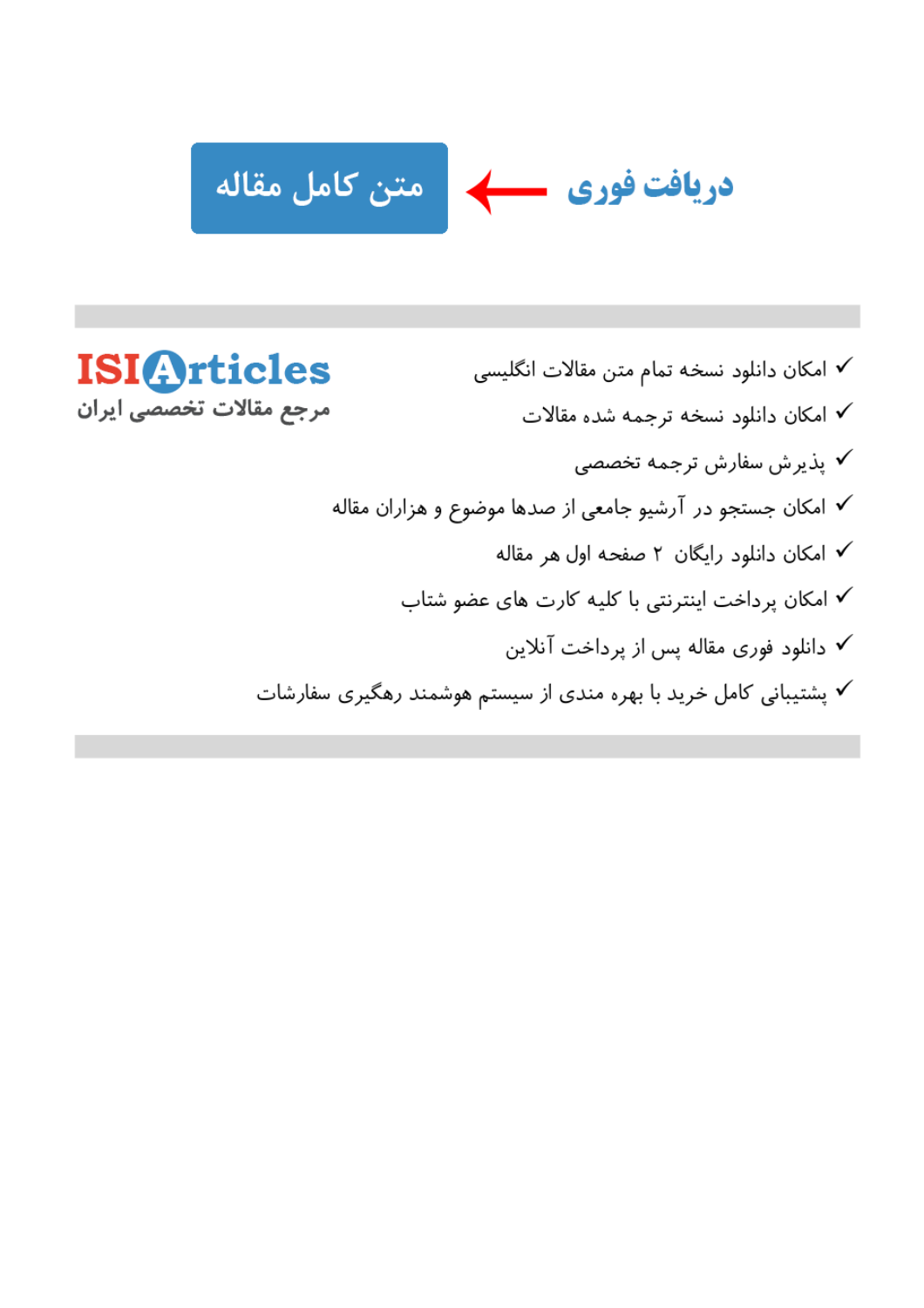دریافت فوری ← متن کامل مقاله

**ISIArticles**
مرجع مقالات تخصصی ایران

- ✓ امکان دانلود نسخه تمام متن مقالات انگلیسی
- ✓ امکان دانلود نسخه ترجمه شده مقالات
- ✓ پذیرش سفارش ترجمه تخصصی
- ✓ امکان جستجو در آرشیو جامعی از صدها موضوع و هزاران مقاله
- ✓ امکان دانلود رایگان ۲ صفحه اول هر مقاله
- ✓ امکان پرداخت اینترنتی با کلیه کارت های عضو شتاب
- ✓ دانلود فوری مقاله پس از پرداخت آنلاین
- ✓ پشتیبانی کامل خرید با بهره مندی از سیستم هوشمند رهگیری سفارشات